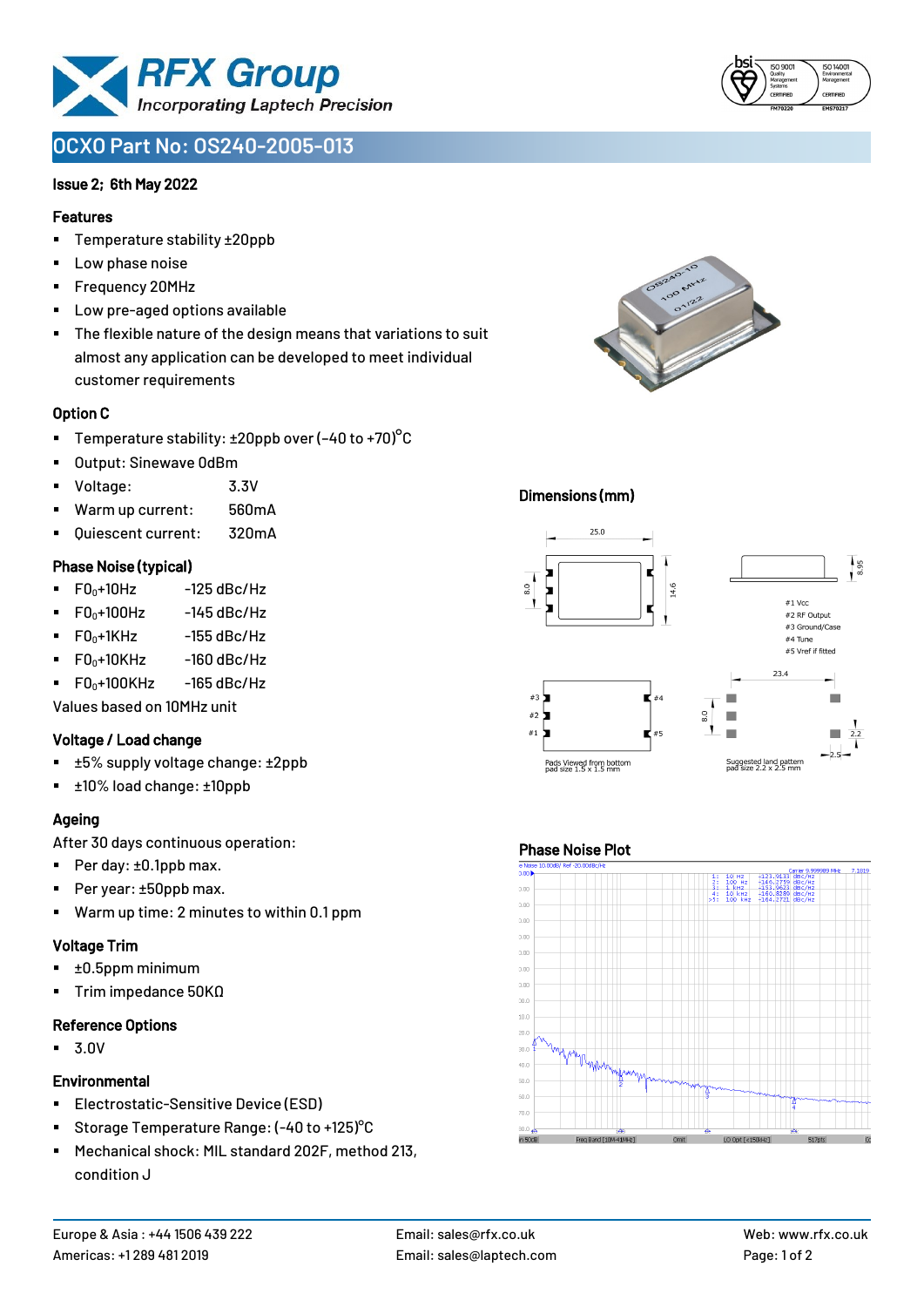# OCXO Part No: OS240-2005-013

**Issue 2; 6th May 2022**

### Features

- Temperature stability ±20ppb
- Low phase noise
- Frequency 20MHz
- Low pre-aged options available
- The flexible nature of the design means that variations to suit almost any application can be developed to meet individual customer requirements

### Option C

- Temperature stability: ±20ppb over (-40 to +70)°C
- Output: Sinewave 0dBm
- Voltage: 3.3V
- Warm up current: 560mA
- Quiescent current: 320mA

### Phase Noise (typical)

- $F0_0$+10Hz -125 dBc/Hz
- $F0_0$+100Hz -145 dBc/Hz
- $F0_0$+1KHz -155 dBc/Hz
- $F0_0$+10KHz -160 dBc/Hz
- $F0_0$+100KHz -165 dBc/Hz

Values based on 10MHz unit

### Voltage / Load change

- ±5% supply voltage change: ±2ppb
- ±10% load change: ±10ppb

### Ageing

After 30 days continuous operation:

- Per day: ±0.1ppb max.
- Per year: ±50ppb max.
- Warm up time: 2 minutes to within 0.1 ppm

### Voltage Trim

- ±0.5ppm minimum
- Trim impedance 50KΩ

### Reference Options

- 3.0V

### Environmental

- Electrostatic-Sensitive Device (ESD)
- Storage Temperature Range: (-40 to +125)°C
- Mechanical shock: MIL standard 202F, method 213, condition J

### Dimensions (mm)

25.0 × 14.6 × 8.95

#1 Vcc
#2 RF Output
#3 Ground/Case
#4 Tune
#5 Vref if fitted

Pads Viewed from bottom, pad size 1.5 x 1.5 mm

Suggested land pattern, pad size 2.2 x 2.5 mm

### Phase Noise Plot

| | Offset | Phase Noise |
|---|---|---|
| 1: | 10 Hz | -123.9133 dBc/Hz |
| 2: | 100 Hz | -146.2759 dBc/Hz |
| 3: | 1 kHz | -153.0623 dBc/Hz |
| 4: | 10 kHz | -160.8389 dBc/Hz |
| >5: | 100 kHz | -164.2721 dBc/Hz |

Europe & Asia : +44 1506 439 222
Americas: +1 289 481 2019
Email: sales@rfx.co.uk
Email: sales@laptech.com
Web: www.rfx.co.uk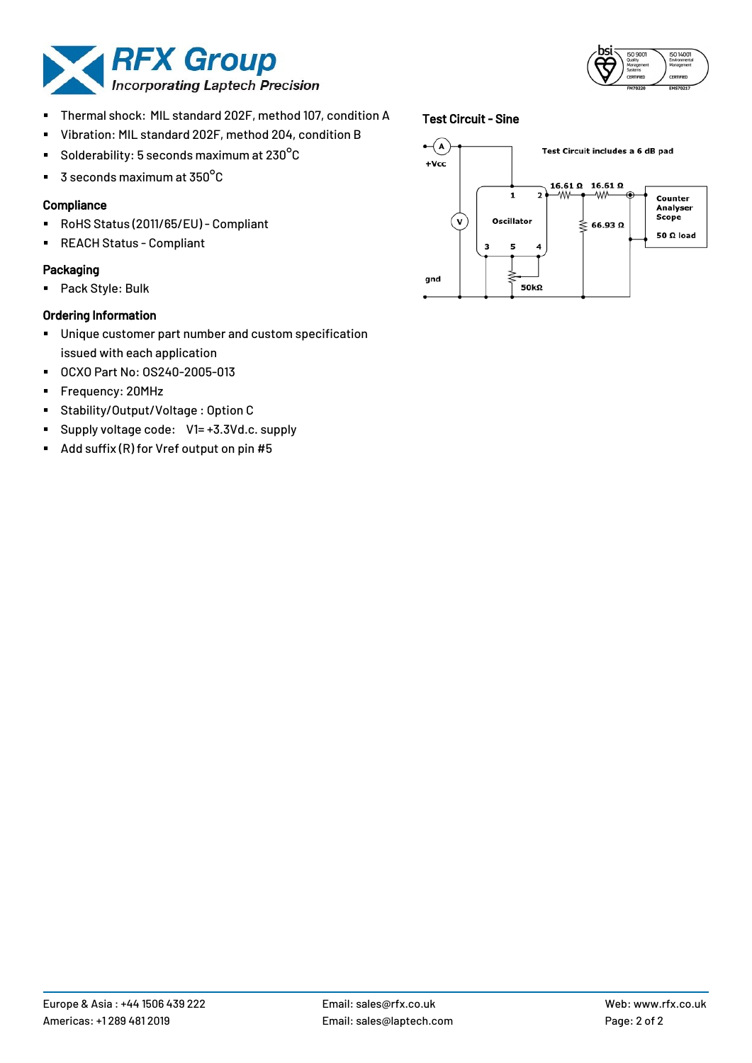- Thermal shock: MIL standard 202F, method 107, condition A
- Vibration: MIL standard 202F, method 204, condition B
- Solderability: 5 seconds maximum at 230°C
- 3 seconds maximum at 350°C

### Compliance

- RoHS Status (2011/65/EU) - Compliant
- REACH Status - Compliant

### Packaging

- Pack Style: Bulk

### Ordering Information

- Unique customer part number and custom specification issued with each application
- OCXO Part No: OS240-2005-013
- Frequency: 20MHz
- Stability/Output/Voltage : Option C
- Supply voltage code: V1= +3.3Vd.c. supply
- Add suffix (R) for Vref output on pin #5

### Test Circuit - Sine

Test Circuit includes a 6 dB pad

A
+Vcc
V
Oscillator
1 2
3 5 4
16.61 Ω 16.61 Ω
66.93 Ω
Counter
Analyser
Scope
50 Ω load
gnd
50kΩ

Europe & Asia : +44 1506 439 222
Americas: +1 289 481 2019
Email: sales@rfx.co.uk
Email: sales@laptech.com
Web: www.rfx.co.uk